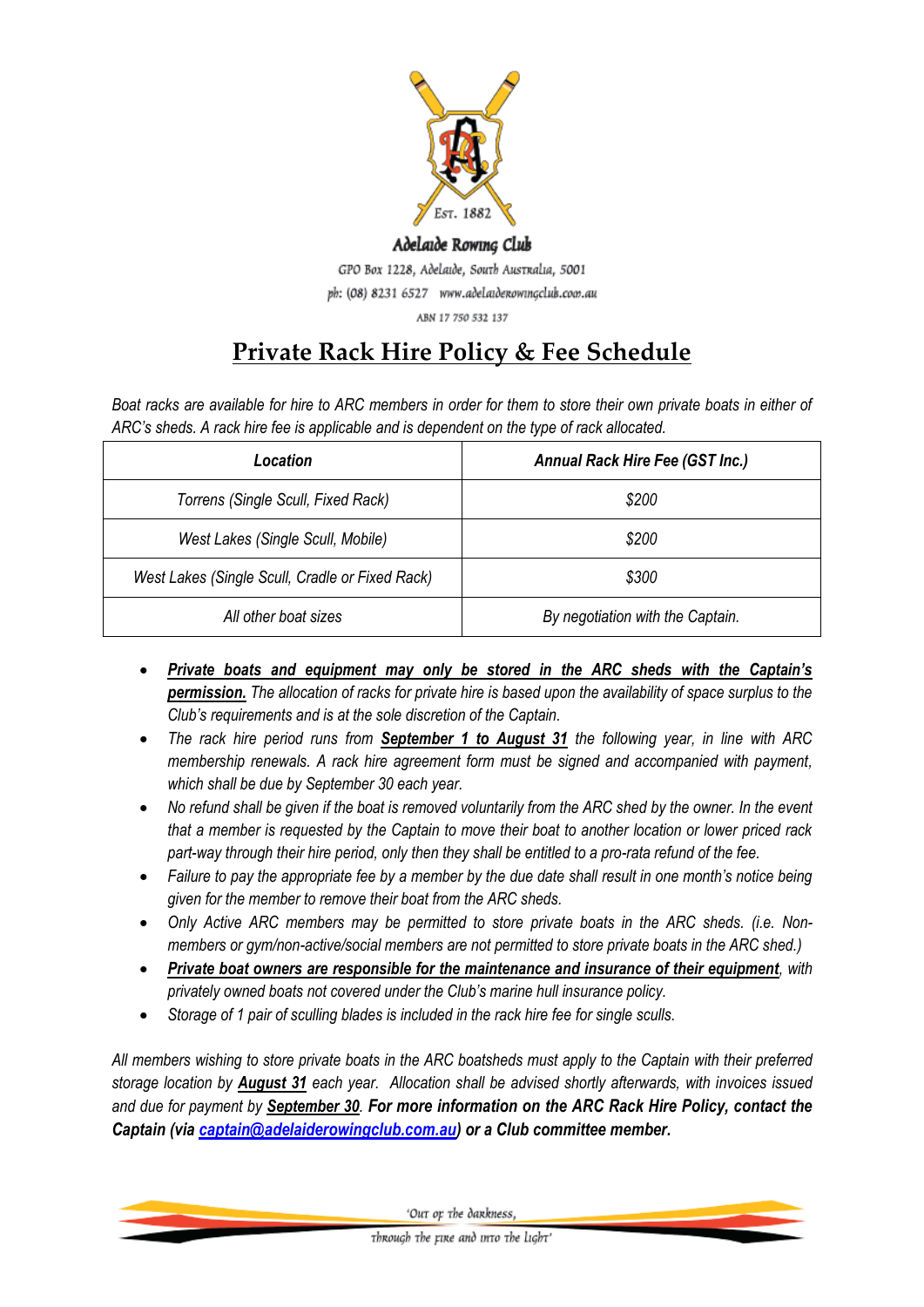Est. 1882

Adelaide Rowing Club

GPO Box 1228, Adelaide, South Australia, 5001

ph: (08) 8231 6527 www.adelaiderowingclub.com.au

ABN 17 750 532 137

# Private Rack Hire Policy & Fee Schedule

*Boat racks are available for hire to ARC members in order for them to store their own private boats in either of ARC's sheds. A rack hire fee is applicable and is dependent on the type of rack allocated.*

| ***Location*** | ***Annual Rack Hire Fee (GST Inc.)*** |
|---|---|
| *Torrens (Single Scull, Fixed Rack)* | *$200* |
| *West Lakes (Single Scull, Mobile)* | *$200* |
| *West Lakes (Single Scull, Cradle or Fixed Rack)* | *$300* |
| *All other boat sizes* | *By negotiation with the Captain.* |

- ***Private boats and equipment may only be stored in the ARC sheds with the Captain's permission.*** *The allocation of racks for private hire is based upon the availability of space surplus to the Club's requirements and is at the sole discretion of the Captain.*
- *The rack hire period runs from* ***September 1 to August 31*** *the following year, in line with ARC membership renewals. A rack hire agreement form must be signed and accompanied with payment, which shall be due by September 30 each year.*
- *No refund shall be given if the boat is removed voluntarily from the ARC shed by the owner. In the event that a member is requested by the Captain to move their boat to another location or lower priced rack part-way through their hire period, only then they shall be entitled to a pro-rata refund of the fee.*
- *Failure to pay the appropriate fee by a member by the due date shall result in one month's notice being given for the member to remove their boat from the ARC sheds.*
- *Only Active ARC members may be permitted to store private boats in the ARC sheds. (i.e. Non-members or gym/non-active/social members are not permitted to store private boats in the ARC shed.)*
- ***Private boat owners are responsible for the maintenance and insurance of their equipment****, with privately owned boats not covered under the Club's marine hull insurance policy.*
- *Storage of 1 pair of sculling blades is included in the rack hire fee for single sculls.*

*All members wishing to store private boats in the ARC boatsheds must apply to the Captain with their preferred storage location by* ***August 31*** *each year. Allocation shall be advised shortly afterwards, with invoices issued and due for payment by* ***September 30***. ***For more information on the ARC Rack Hire Policy, contact the Captain (via captain@adelaiderowingclub.com.au) or a Club committee member.***

'Out of the darkness, through the fire and into the light'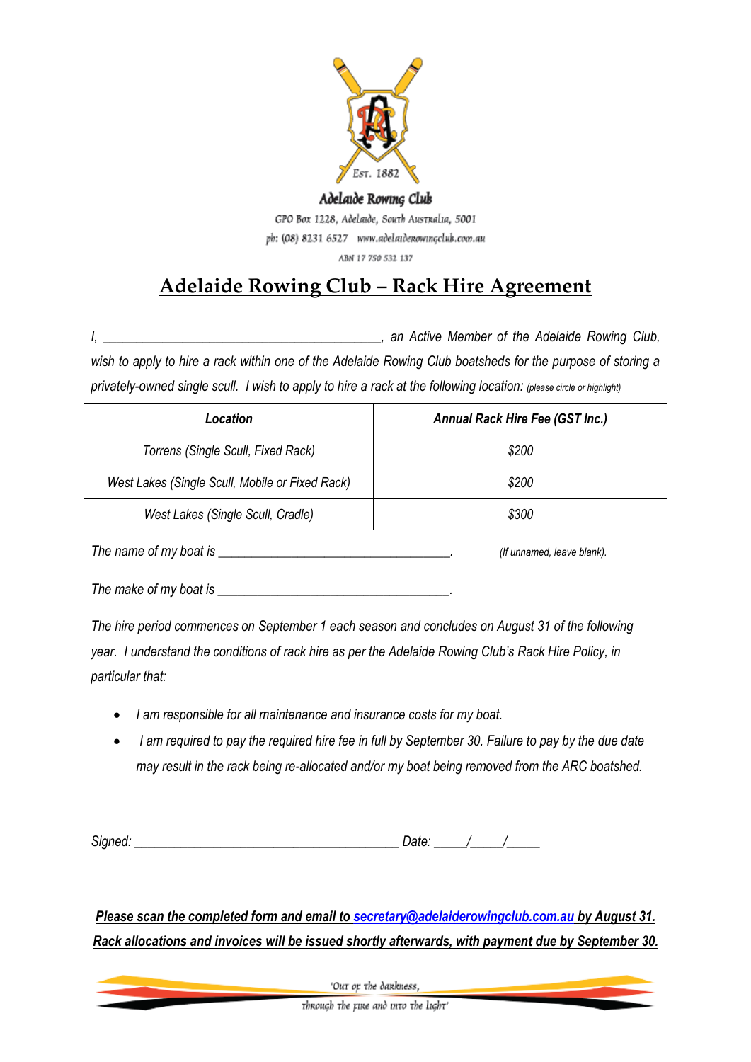Adelaide Rowing Club

GPO Box 1228, Adelaide, South Australia, 5001

ph: (08) 8231 6527 www.adelaiderowingclub.com.au

ABN 17 750 532 137

# Adelaide Rowing Club – Rack Hire Agreement

*I, _________________________________________, an Active Member of the Adelaide Rowing Club, wish to apply to hire a rack within one of the Adelaide Rowing Club boatsheds for the purpose of storing a privately-owned single scull. I wish to apply to hire a rack at the following location: (please circle or highlight)*

| ***Location*** | ***Annual Rack Hire Fee (GST Inc.)*** |
|---|---|
| *Torrens (Single Scull, Fixed Rack)* | *$200* |
| *West Lakes (Single Scull, Mobile or Fixed Rack)* | *$200* |
| *West Lakes (Single Scull, Cradle)* | *$300* |

*The name of my boat is __________________________________.* *(If unnamed, leave blank).*

*The make of my boat is __________________________________.*

*The hire period commences on September 1 each season and concludes on August 31 of the following year. I understand the conditions of rack hire as per the Adelaide Rowing Club's Rack Hire Policy, in particular that:*

- *I am responsible for all maintenance and insurance costs for my boat.*
- *I am required to pay the required hire fee in full by September 30. Failure to pay by the due date may result in the rack being re-allocated and/or my boat being removed from the ARC boatshed.*

*Signed: ______________________________________ Date: _____/_____/_____*

***Please scan the completed form and email to secretary@adelaiderowingclub.com.au by August 31. Rack allocations and invoices will be issued shortly afterwards, with payment due by September 30.***

'Out of the darkness, through the fire and into the light'